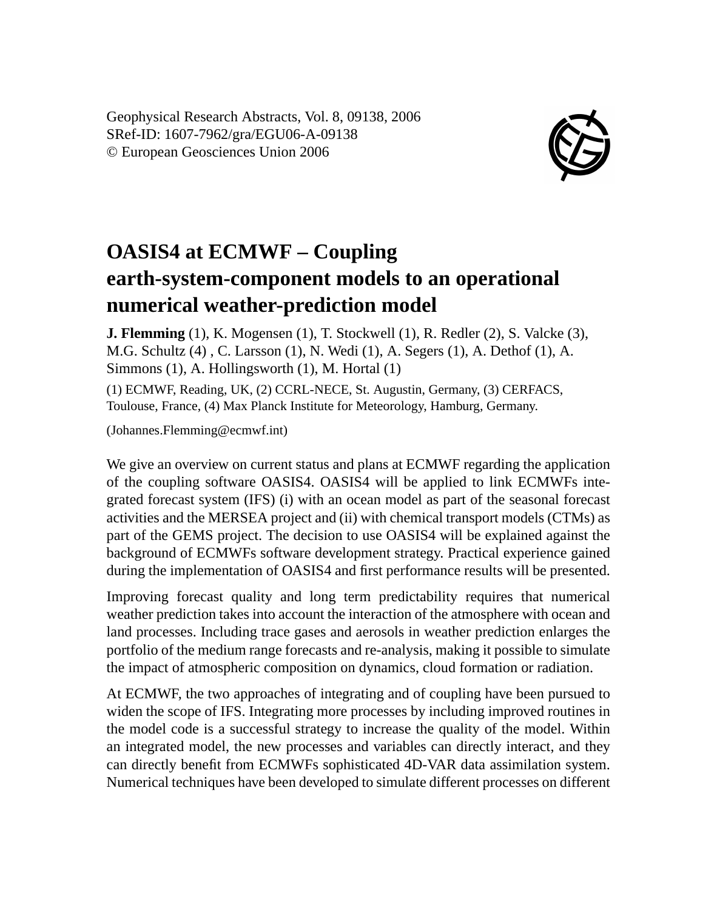Geophysical Research Abstracts, Vol. 8, 09138, 2006
SRef-ID: 1607-7962/gra/EGU06-A-09138
© European Geosciences Union 2006

# OASIS4 at ECMWF – Coupling earth-system-component models to an operational numerical weather-prediction model

**J. Flemming** (1), K. Mogensen (1), T. Stockwell (1), R. Redler (2), S. Valcke (3), M.G. Schultz (4) , C. Larsson (1), N. Wedi (1), A. Segers (1), A. Dethof (1), A. Simmons (1), A. Hollingsworth (1), M. Hortal (1)

(1) ECMWF, Reading, UK, (2) CCRL-NECE, St. Augustin, Germany, (3) CERFACS, Toulouse, France, (4) Max Planck Institute for Meteorology, Hamburg, Germany.

(Johannes.Flemming@ecmwf.int)

We give an overview on current status and plans at ECMWF regarding the application of the coupling software OASIS4. OASIS4 will be applied to link ECMWFs integrated forecast system (IFS) (i) with an ocean model as part of the seasonal forecast activities and the MERSEA project and (ii) with chemical transport models (CTMs) as part of the GEMS project. The decision to use OASIS4 will be explained against the background of ECMWFs software development strategy. Practical experience gained during the implementation of OASIS4 and first performance results will be presented.

Improving forecast quality and long term predictability requires that numerical weather prediction takes into account the interaction of the atmosphere with ocean and land processes. Including trace gases and aerosols in weather prediction enlarges the portfolio of the medium range forecasts and re-analysis, making it possible to simulate the impact of atmospheric composition on dynamics, cloud formation or radiation.

At ECMWF, the two approaches of integrating and of coupling have been pursued to widen the scope of IFS. Integrating more processes by including improved routines in the model code is a successful strategy to increase the quality of the model. Within an integrated model, the new processes and variables can directly interact, and they can directly benefit from ECMWFs sophisticated 4D-VAR data assimilation system. Numerical techniques have been developed to simulate different processes on different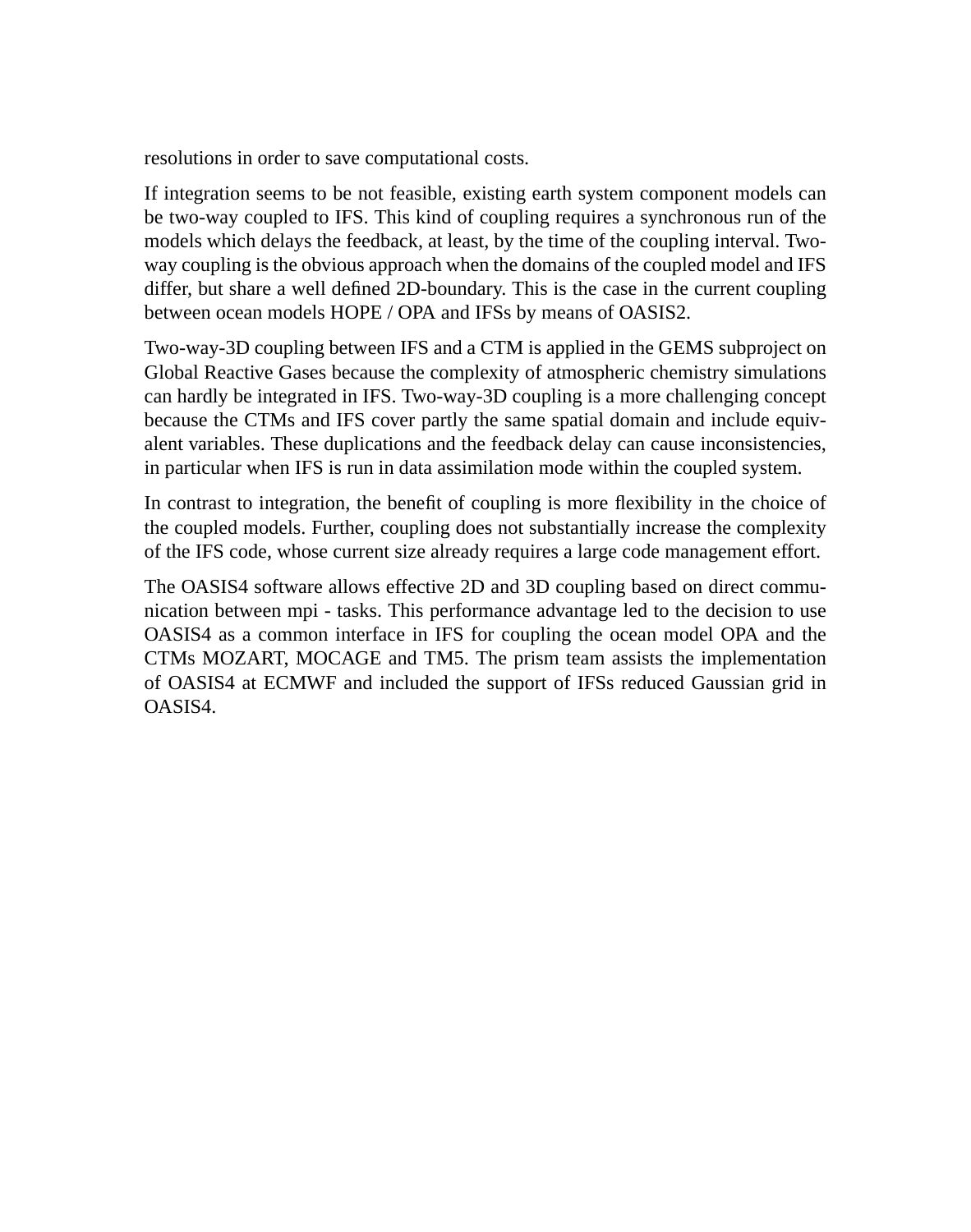resolutions in order to save computational costs.

If integration seems to be not feasible, existing earth system component models can be two-way coupled to IFS. This kind of coupling requires a synchronous run of the models which delays the feedback, at least, by the time of the coupling interval. Two-way coupling is the obvious approach when the domains of the coupled model and IFS differ, but share a well defined 2D-boundary. This is the case in the current coupling between ocean models HOPE / OPA and IFSs by means of OASIS2.

Two-way-3D coupling between IFS and a CTM is applied in the GEMS subproject on Global Reactive Gases because the complexity of atmospheric chemistry simulations can hardly be integrated in IFS. Two-way-3D coupling is a more challenging concept because the CTMs and IFS cover partly the same spatial domain and include equivalent variables. These duplications and the feedback delay can cause inconsistencies, in particular when IFS is run in data assimilation mode within the coupled system.

In contrast to integration, the benefit of coupling is more flexibility in the choice of the coupled models. Further, coupling does not substantially increase the complexity of the IFS code, whose current size already requires a large code management effort.

The OASIS4 software allows effective 2D and 3D coupling based on direct communication between mpi - tasks. This performance advantage led to the decision to use OASIS4 as a common interface in IFS for coupling the ocean model OPA and the CTMs MOZART, MOCAGE and TM5. The prism team assists the implementation of OASIS4 at ECMWF and included the support of IFSs reduced Gaussian grid in OASIS4.